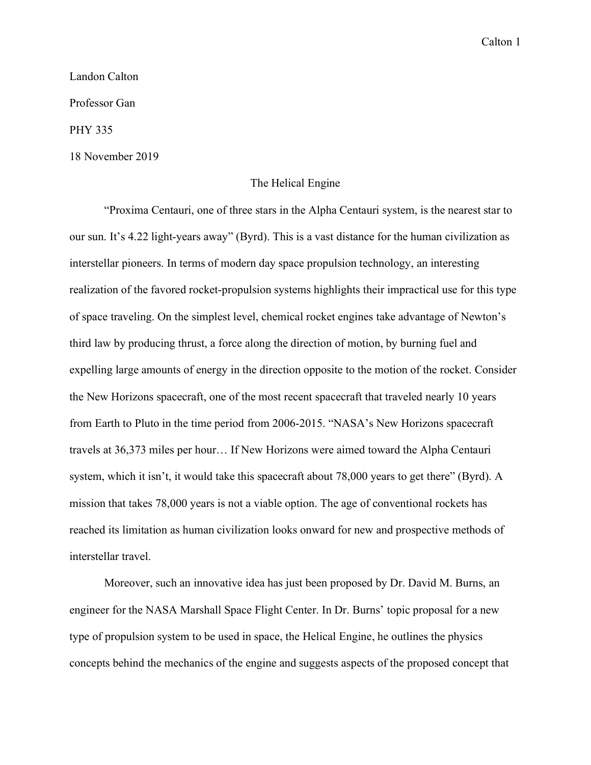Landon Calton

Professor Gan

PHY 335

18 November 2019

# The Helical Engine

"Proxima Centauri, one of three stars in the Alpha Centauri system, is the nearest star to our sun. It's 4.22 light-years away" (Byrd). This is a vast distance for the human civilization as interstellar pioneers. In terms of modern day space propulsion technology, an interesting realization of the favored rocket-propulsion systems highlights their impractical use for this type of space traveling. On the simplest level, chemical rocket engines take advantage of Newton's third law by producing thrust, a force along the direction of motion, by burning fuel and expelling large amounts of energy in the direction opposite to the motion of the rocket. Consider the New Horizons spacecraft, one of the most recent spacecraft that traveled nearly 10 years from Earth to Pluto in the time period from 2006-2015. "NASA's New Horizons spacecraft travels at 36,373 miles per hour… If New Horizons were aimed toward the Alpha Centauri system, which it isn't, it would take this spacecraft about 78,000 years to get there" (Byrd). A mission that takes 78,000 years is not a viable option. The age of conventional rockets has reached its limitation as human civilization looks onward for new and prospective methods of interstellar travel.

Moreover, such an innovative idea has just been proposed by Dr. David M. Burns, an engineer for the NASA Marshall Space Flight Center. In Dr. Burns' topic proposal for a new type of propulsion system to be used in space, the Helical Engine, he outlines the physics concepts behind the mechanics of the engine and suggests aspects of the proposed concept that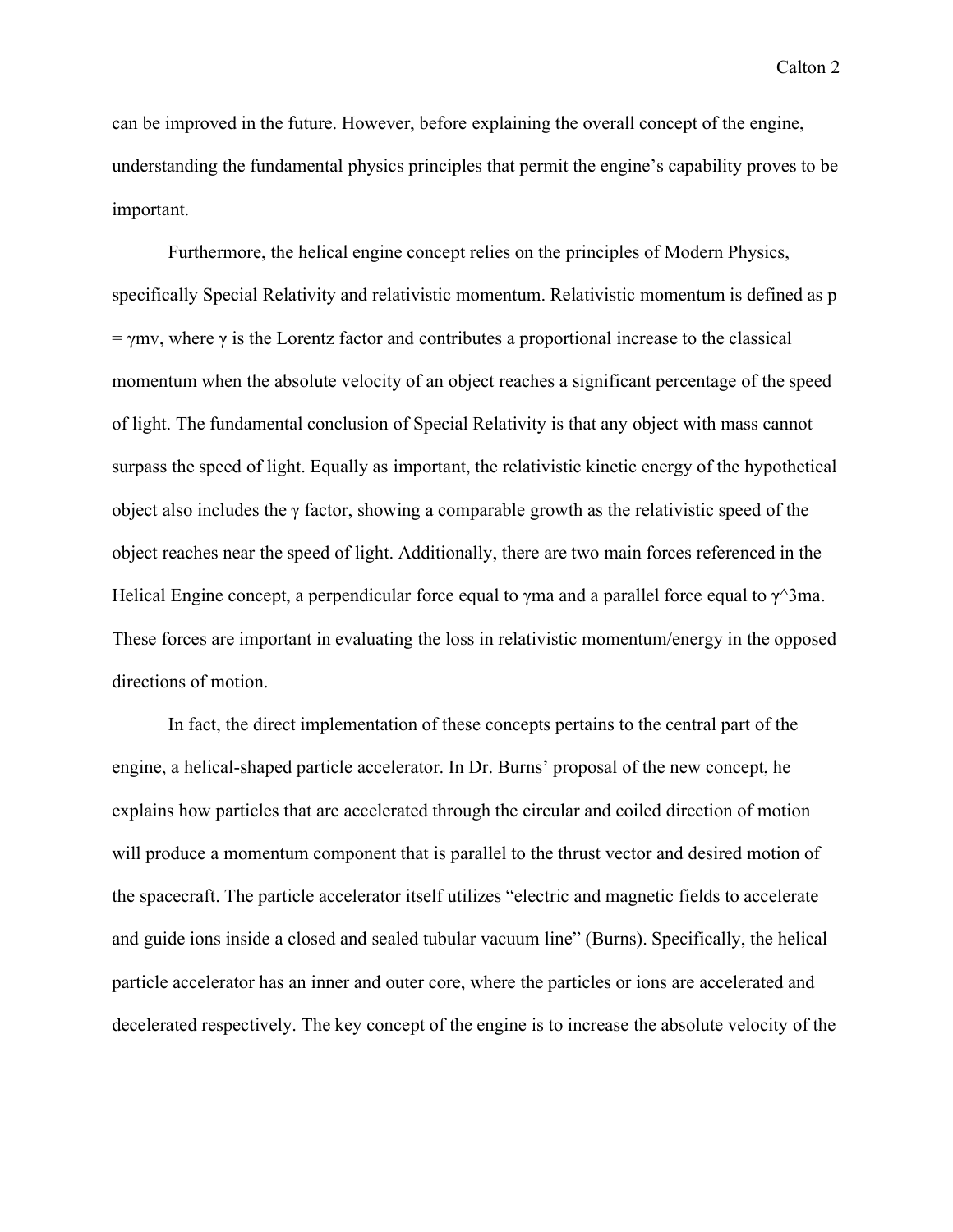can be improved in the future. However, before explaining the overall concept of the engine, understanding the fundamental physics principles that permit the engine's capability proves to be important.

Furthermore, the helical engine concept relies on the principles of Modern Physics, specifically Special Relativity and relativistic momentum. Relativistic momentum is defined as $p = \gamma mv$, where $\gamma$ is the Lorentz factor and contributes a proportional increase to the classical momentum when the absolute velocity of an object reaches a significant percentage of the speed of light. The fundamental conclusion of Special Relativity is that any object with mass cannot surpass the speed of light. Equally as important, the relativistic kinetic energy of the hypothetical object also includes the $\gamma$ factor, showing a comparable growth as the relativistic speed of the object reaches near the speed of light. Additionally, there are two main forces referenced in the Helical Engine concept, a perpendicular force equal to $\gamma ma$ and a parallel force equal to $\gamma^3 ma$. These forces are important in evaluating the loss in relativistic momentum/energy in the opposed directions of motion.

In fact, the direct implementation of these concepts pertains to the central part of the engine, a helical-shaped particle accelerator. In Dr. Burns' proposal of the new concept, he explains how particles that are accelerated through the circular and coiled direction of motion will produce a momentum component that is parallel to the thrust vector and desired motion of the spacecraft. The particle accelerator itself utilizes "electric and magnetic fields to accelerate and guide ions inside a closed and sealed tubular vacuum line" (Burns). Specifically, the helical particle accelerator has an inner and outer core, where the particles or ions are accelerated and decelerated respectively. The key concept of the engine is to increase the absolute velocity of the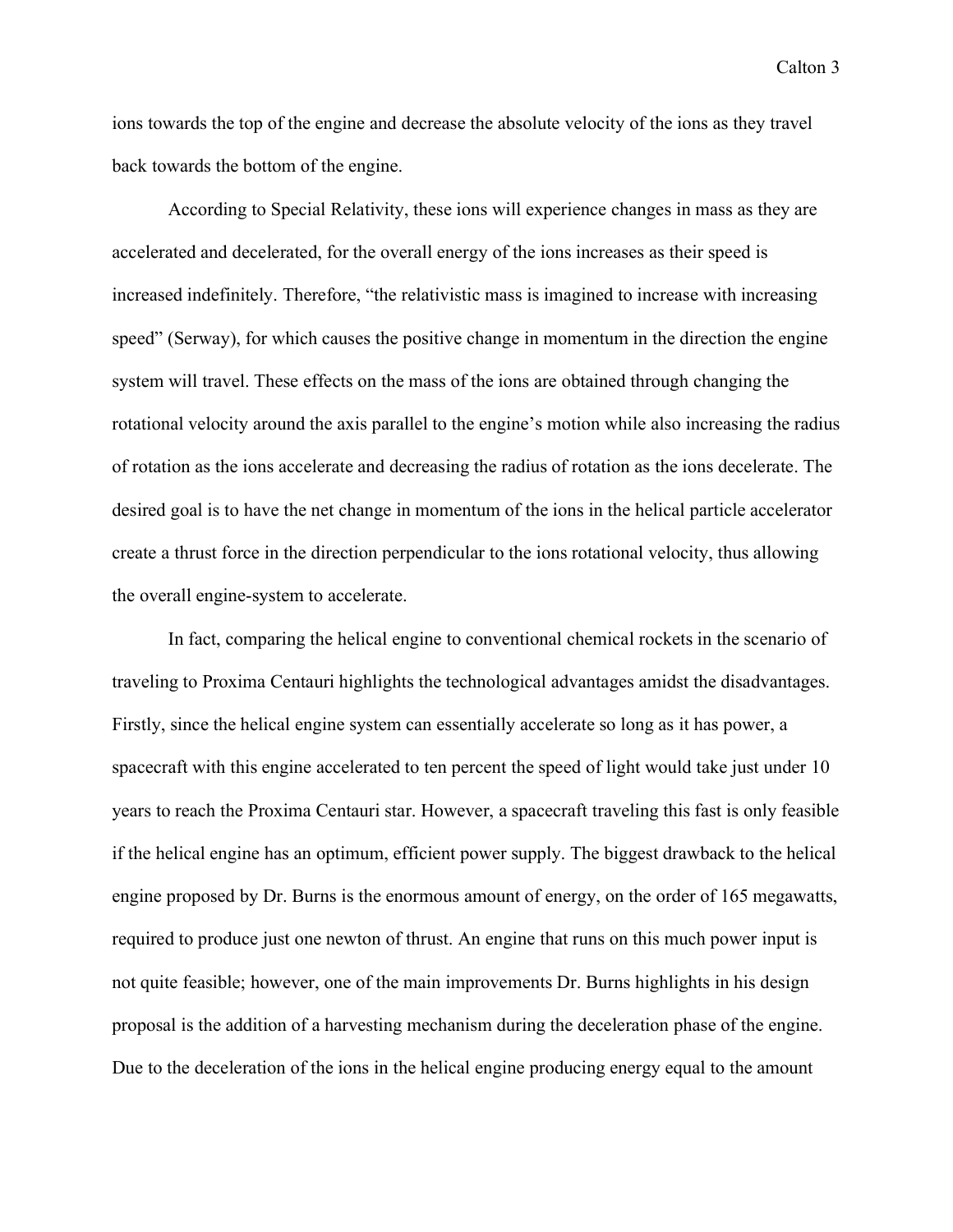ions towards the top of the engine and decrease the absolute velocity of the ions as they travel back towards the bottom of the engine.

According to Special Relativity, these ions will experience changes in mass as they are accelerated and decelerated, for the overall energy of the ions increases as their speed is increased indefinitely. Therefore, "the relativistic mass is imagined to increase with increasing speed" (Serway), for which causes the positive change in momentum in the direction the engine system will travel. These effects on the mass of the ions are obtained through changing the rotational velocity around the axis parallel to the engine's motion while also increasing the radius of rotation as the ions accelerate and decreasing the radius of rotation as the ions decelerate. The desired goal is to have the net change in momentum of the ions in the helical particle accelerator create a thrust force in the direction perpendicular to the ions rotational velocity, thus allowing the overall engine-system to accelerate.

In fact, comparing the helical engine to conventional chemical rockets in the scenario of traveling to Proxima Centauri highlights the technological advantages amidst the disadvantages. Firstly, since the helical engine system can essentially accelerate so long as it has power, a spacecraft with this engine accelerated to ten percent the speed of light would take just under 10 years to reach the Proxima Centauri star. However, a spacecraft traveling this fast is only feasible if the helical engine has an optimum, efficient power supply. The biggest drawback to the helical engine proposed by Dr. Burns is the enormous amount of energy, on the order of 165 megawatts, required to produce just one newton of thrust. An engine that runs on this much power input is not quite feasible; however, one of the main improvements Dr. Burns highlights in his design proposal is the addition of a harvesting mechanism during the deceleration phase of the engine. Due to the deceleration of the ions in the helical engine producing energy equal to the amount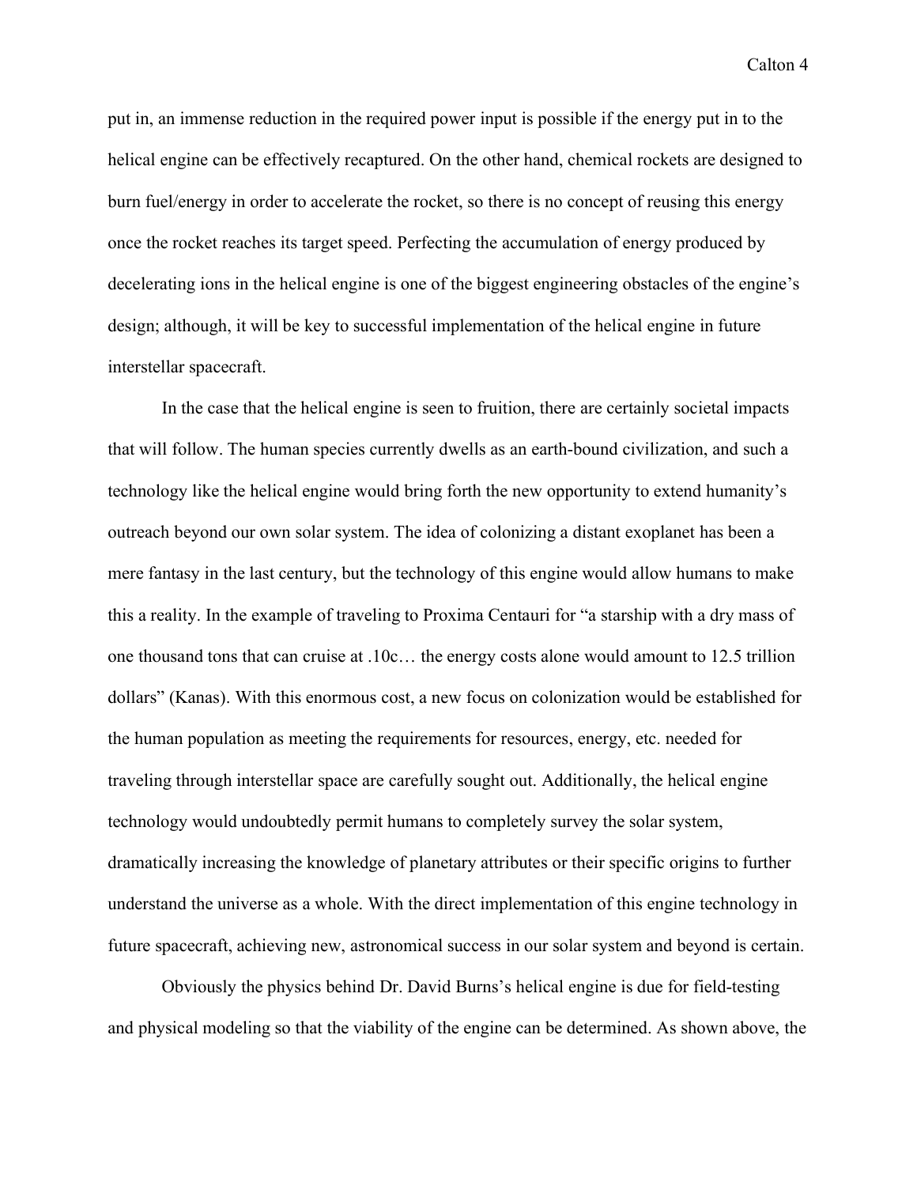put in, an immense reduction in the required power input is possible if the energy put in to the helical engine can be effectively recaptured. On the other hand, chemical rockets are designed to burn fuel/energy in order to accelerate the rocket, so there is no concept of reusing this energy once the rocket reaches its target speed. Perfecting the accumulation of energy produced by decelerating ions in the helical engine is one of the biggest engineering obstacles of the engine's design; although, it will be key to successful implementation of the helical engine in future interstellar spacecraft.

In the case that the helical engine is seen to fruition, there are certainly societal impacts that will follow. The human species currently dwells as an earth-bound civilization, and such a technology like the helical engine would bring forth the new opportunity to extend humanity's outreach beyond our own solar system. The idea of colonizing a distant exoplanet has been a mere fantasy in the last century, but the technology of this engine would allow humans to make this a reality. In the example of traveling to Proxima Centauri for "a starship with a dry mass of one thousand tons that can cruise at .10c… the energy costs alone would amount to 12.5 trillion dollars" (Kanas). With this enormous cost, a new focus on colonization would be established for the human population as meeting the requirements for resources, energy, etc. needed for traveling through interstellar space are carefully sought out. Additionally, the helical engine technology would undoubtedly permit humans to completely survey the solar system, dramatically increasing the knowledge of planetary attributes or their specific origins to further understand the universe as a whole. With the direct implementation of this engine technology in future spacecraft, achieving new, astronomical success in our solar system and beyond is certain.

Obviously the physics behind Dr. David Burns's helical engine is due for field-testing and physical modeling so that the viability of the engine can be determined. As shown above, the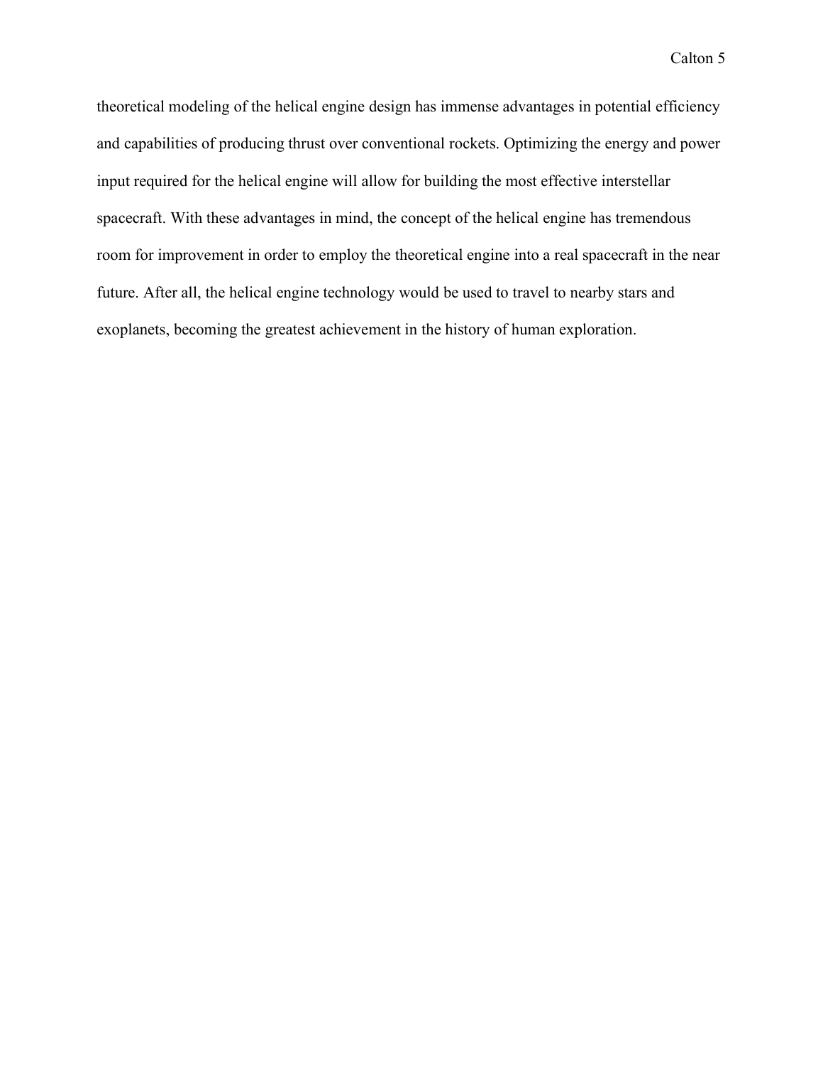theoretical modeling of the helical engine design has immense advantages in potential efficiency and capabilities of producing thrust over conventional rockets. Optimizing the energy and power input required for the helical engine will allow for building the most effective interstellar spacecraft. With these advantages in mind, the concept of the helical engine has tremendous room for improvement in order to employ the theoretical engine into a real spacecraft in the near future. After all, the helical engine technology would be used to travel to nearby stars and exoplanets, becoming the greatest achievement in the history of human exploration.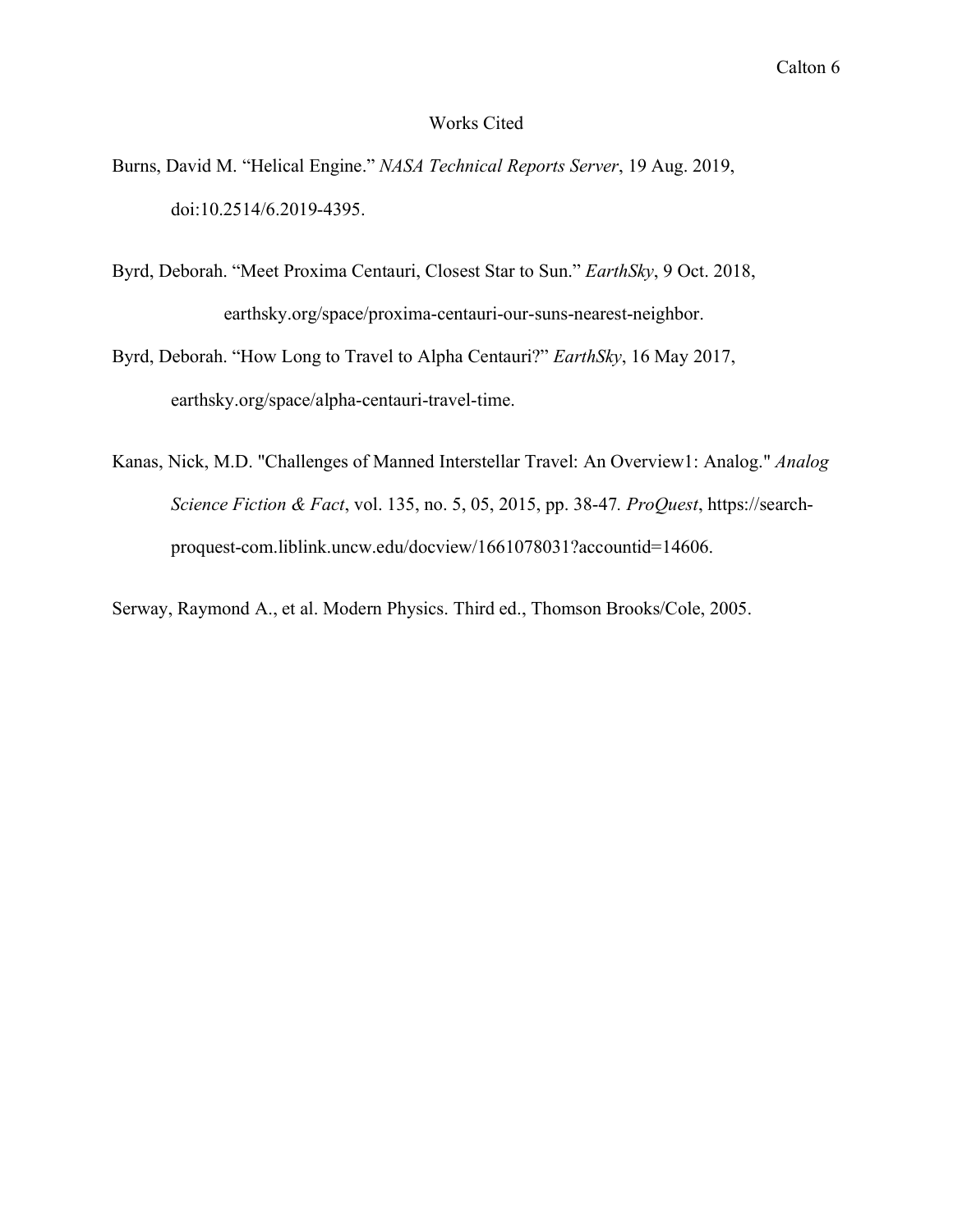# Works Cited

Burns, David M. “Helical Engine.” *NASA Technical Reports Server*, 19 Aug. 2019, doi:10.2514/6.2019-4395.

Byrd, Deborah. “Meet Proxima Centauri, Closest Star to Sun.” *EarthSky*, 9 Oct. 2018, earthsky.org/space/proxima-centauri-our-suns-nearest-neighbor.

Byrd, Deborah. “How Long to Travel to Alpha Centauri?” *EarthSky*, 16 May 2017, earthsky.org/space/alpha-centauri-travel-time.

Kanas, Nick, M.D. "Challenges of Manned Interstellar Travel: An Overview1: Analog." *Analog Science Fiction & Fact*, vol. 135, no. 5, 05, 2015, pp. 38-47. *ProQuest*, https://search-proquest-com.liblink.uncw.edu/docview/1661078031?accountid=14606.

Serway, Raymond A., et al. Modern Physics. Third ed., Thomson Brooks/Cole, 2005.